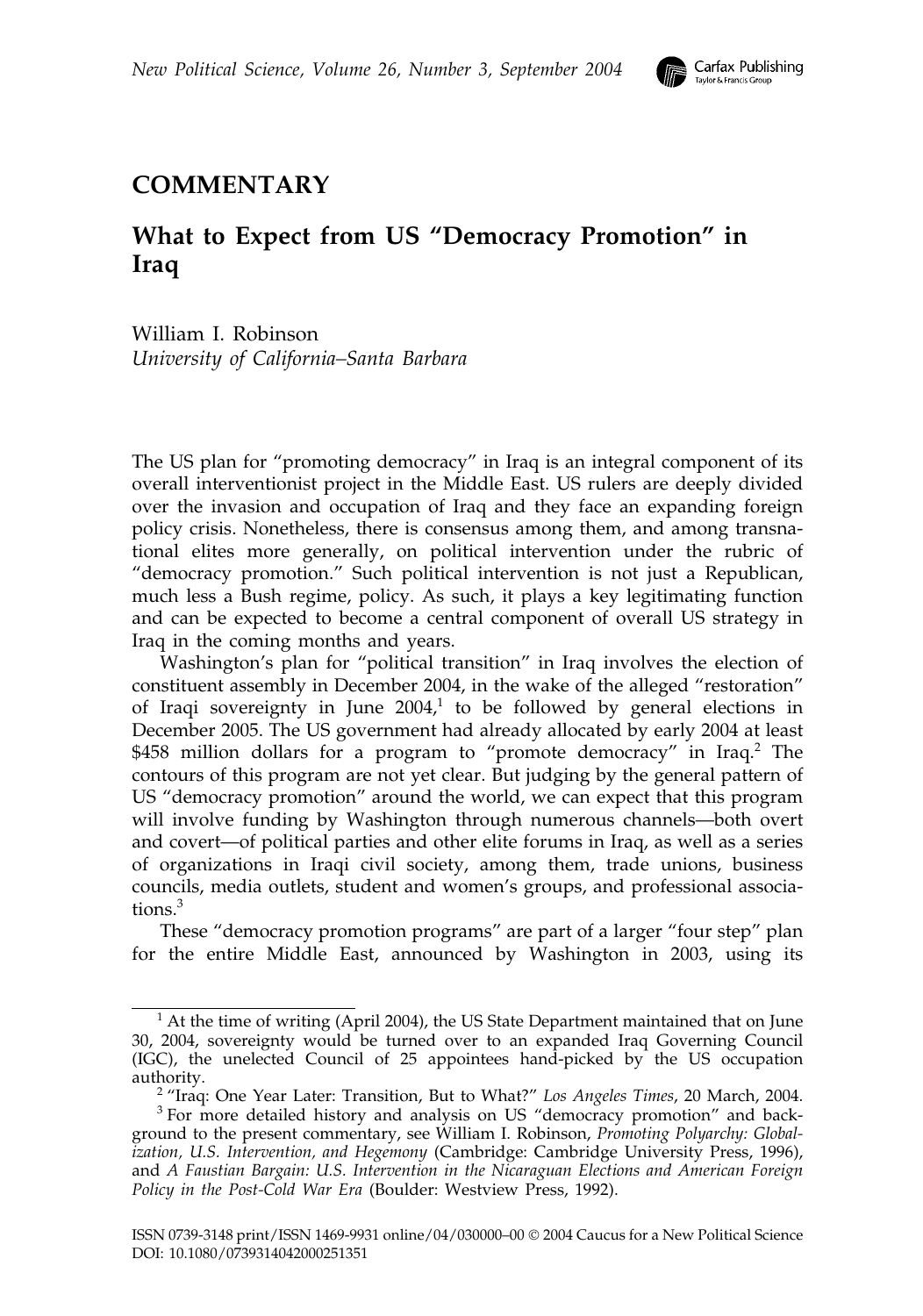## COMMENTARY

# What to Expect from US "Democracy Promotion" in Iraq

William I. Robinson
*University of California–Santa Barbara*

The US plan for "promoting democracy" in Iraq is an integral component of its overall interventionist project in the Middle East. US rulers are deeply divided over the invasion and occupation of Iraq and they face an expanding foreign policy crisis. Nonetheless, there is consensus among them, and among transnational elites more generally, on political intervention under the rubric of "democracy promotion." Such political intervention is not just a Republican, much less a Bush regime, policy. As such, it plays a key legitimating function and can be expected to become a central component of overall US strategy in Iraq in the coming months and years.

Washington's plan for "political transition" in Iraq involves the election of constituent assembly in December 2004, in the wake of the alleged "restoration" of Iraqi sovereignty in June 2004,[1] to be followed by general elections in December 2005. The US government had already allocated by early 2004 at least $458 million dollars for a program to "promote democracy" in Iraq.[2] The contours of this program are not yet clear. But judging by the general pattern of US "democracy promotion" around the world, we can expect that this program will involve funding by Washington through numerous channels—both overt and covert—of political parties and other elite forums in Iraq, as well as a series of organizations in Iraqi civil society, among them, trade unions, business councils, media outlets, student and women's groups, and professional associations.[3]

These "democracy promotion programs" are part of a larger "four step" plan for the entire Middle East, announced by Washington in 2003, using its

---

[1] At the time of writing (April 2004), the US State Department maintained that on June 30, 2004, sovereignty would be turned over to an expanded Iraq Governing Council (IGC), the unelected Council of 25 appointees hand-picked by the US occupation authority.

[2] "Iraq: One Year Later: Transition, But to What?" *Los Angeles Times*, 20 March, 2004.

[3] For more detailed history and analysis on US "democracy promotion" and background to the present commentary, see William I. Robinson, *Promoting Polyarchy: Globalization, U.S. Intervention, and Hegemony* (Cambridge: Cambridge University Press, 1996), and *A Faustian Bargain: U.S. Intervention in the Nicaraguan Elections and American Foreign Policy in the Post-Cold War Era* (Boulder: Westview Press, 1992).

ISSN 0739-3148 print/ISSN 1469-9931 online/04/030000–00 © 2004 Caucus for a New Political Science
DOI: 10.1080/0739314042000251351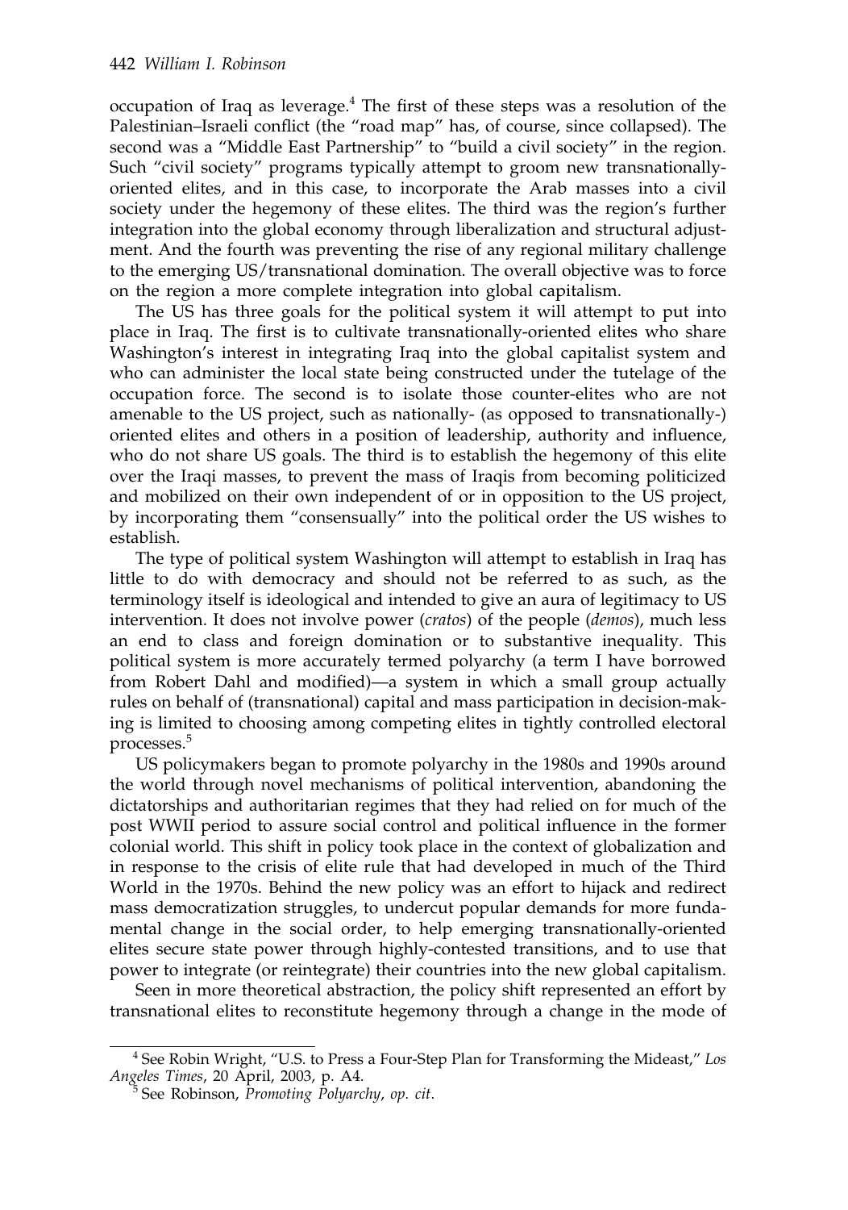occupation of Iraq as leverage.[4] The first of these steps was a resolution of the Palestinian–Israeli conflict (the "road map" has, of course, since collapsed). The second was a "Middle East Partnership" to "build a civil society" in the region. Such "civil society" programs typically attempt to groom new transnationally-oriented elites, and in this case, to incorporate the Arab masses into a civil society under the hegemony of these elites. The third was the region's further integration into the global economy through liberalization and structural adjustment. And the fourth was preventing the rise of any regional military challenge to the emerging US/transnational domination. The overall objective was to force on the region a more complete integration into global capitalism.

The US has three goals for the political system it will attempt to put into place in Iraq. The first is to cultivate transnationally-oriented elites who share Washington's interest in integrating Iraq into the global capitalist system and who can administer the local state being constructed under the tutelage of the occupation force. The second is to isolate those counter-elites who are not amenable to the US project, such as nationally- (as opposed to transnationally-) oriented elites and others in a position of leadership, authority and influence, who do not share US goals. The third is to establish the hegemony of this elite over the Iraqi masses, to prevent the mass of Iraqis from becoming politicized and mobilized on their own independent of or in opposition to the US project, by incorporating them "consensually" into the political order the US wishes to establish.

The type of political system Washington will attempt to establish in Iraq has little to do with democracy and should not be referred to as such, as the terminology itself is ideological and intended to give an aura of legitimacy to US intervention. It does not involve power (*cratos*) of the people (*demos*), much less an end to class and foreign domination or to substantive inequality. This political system is more accurately termed polyarchy (a term I have borrowed from Robert Dahl and modified)—a system in which a small group actually rules on behalf of (transnational) capital and mass participation in decision-making is limited to choosing among competing elites in tightly controlled electoral processes.[5]

US policymakers began to promote polyarchy in the 1980s and 1990s around the world through novel mechanisms of political intervention, abandoning the dictatorships and authoritarian regimes that they had relied on for much of the post WWII period to assure social control and political influence in the former colonial world. This shift in policy took place in the context of globalization and in response to the crisis of elite rule that had developed in much of the Third World in the 1970s. Behind the new policy was an effort to hijack and redirect mass democratization struggles, to undercut popular demands for more fundamental change in the social order, to help emerging transnationally-oriented elites secure state power through highly-contested transitions, and to use that power to integrate (or reintegrate) their countries into the new global capitalism.

Seen in more theoretical abstraction, the policy shift represented an effort by transnational elites to reconstitute hegemony through a change in the mode of

---

[4] See Robin Wright, "U.S. to Press a Four-Step Plan for Transforming the Mideast," *Los Angeles Times*, 20 April, 2003, p. A4.

[5] See Robinson, *Promoting Polyarchy*, *op. cit*.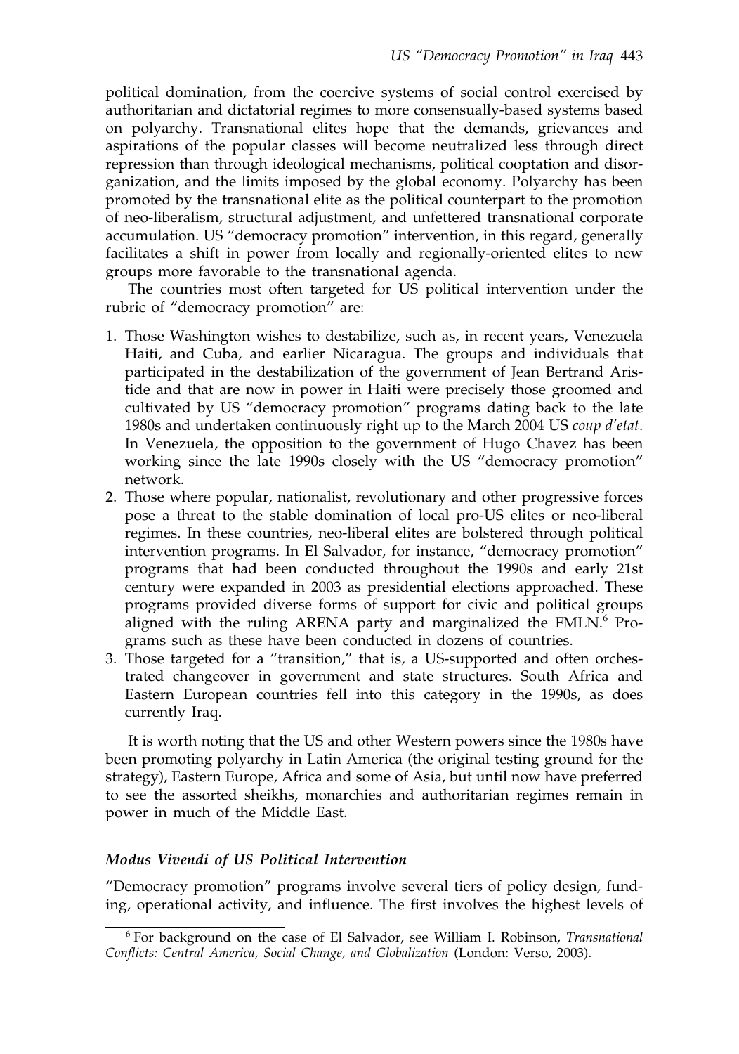political domination, from the coercive systems of social control exercised by authoritarian and dictatorial regimes to more consensually-based systems based on polyarchy. Transnational elites hope that the demands, grievances and aspirations of the popular classes will become neutralized less through direct repression than through ideological mechanisms, political cooptation and disorganization, and the limits imposed by the global economy. Polyarchy has been promoted by the transnational elite as the political counterpart to the promotion of neo-liberalism, structural adjustment, and unfettered transnational corporate accumulation. US "democracy promotion" intervention, in this regard, generally facilitates a shift in power from locally and regionally-oriented elites to new groups more favorable to the transnational agenda.

The countries most often targeted for US political intervention under the rubric of "democracy promotion" are:

1. Those Washington wishes to destabilize, such as, in recent years, Venezuela Haiti, and Cuba, and earlier Nicaragua. The groups and individuals that participated in the destabilization of the government of Jean Bertrand Aristide and that are now in power in Haiti were precisely those groomed and cultivated by US "democracy promotion" programs dating back to the late 1980s and undertaken continuously right up to the March 2004 US *coup d'etat*. In Venezuela, the opposition to the government of Hugo Chavez has been working since the late 1990s closely with the US "democracy promotion" network.
2. Those where popular, nationalist, revolutionary and other progressive forces pose a threat to the stable domination of local pro-US elites or neo-liberal regimes. In these countries, neo-liberal elites are bolstered through political intervention programs. In El Salvador, for instance, "democracy promotion" programs that had been conducted throughout the 1990s and early 21st century were expanded in 2003 as presidential elections approached. These programs provided diverse forms of support for civic and political groups aligned with the ruling ARENA party and marginalized the FMLN.[6] Programs such as these have been conducted in dozens of countries.
3. Those targeted for a "transition," that is, a US-supported and often orchestrated changeover in government and state structures. South Africa and Eastern European countries fell into this category in the 1990s, as does currently Iraq.

It is worth noting that the US and other Western powers since the 1980s have been promoting polyarchy in Latin America (the original testing ground for the strategy), Eastern Europe, Africa and some of Asia, but until now have preferred to see the assorted sheikhs, monarchies and authoritarian regimes remain in power in much of the Middle East.

### *Modus Vivendi of US Political Intervention*

"Democracy promotion" programs involve several tiers of policy design, funding, operational activity, and influence. The first involves the highest levels of

[6] For background on the case of El Salvador, see William I. Robinson, *Transnational Conflicts: Central America, Social Change, and Globalization* (London: Verso, 2003).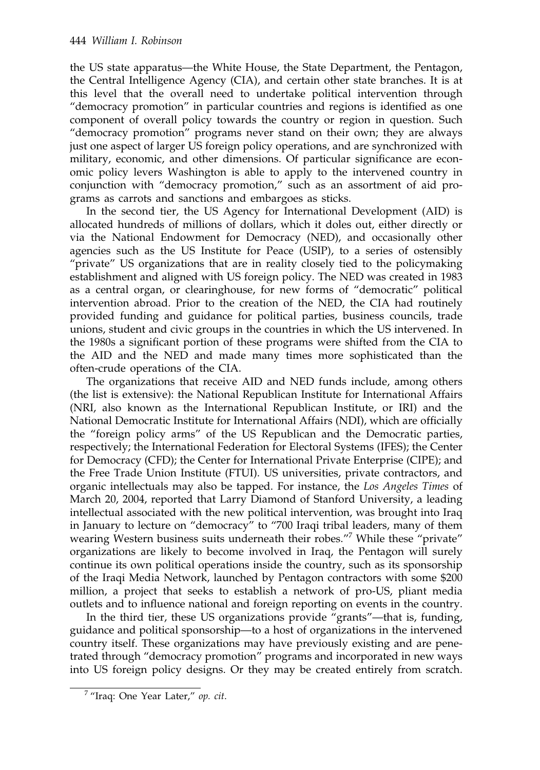the US state apparatus—the White House, the State Department, the Pentagon, the Central Intelligence Agency (CIA), and certain other state branches. It is at this level that the overall need to undertake political intervention through "democracy promotion" in particular countries and regions is identified as one component of overall policy towards the country or region in question. Such "democracy promotion" programs never stand on their own; they are always just one aspect of larger US foreign policy operations, and are synchronized with military, economic, and other dimensions. Of particular significance are economic policy levers Washington is able to apply to the intervened country in conjunction with "democracy promotion," such as an assortment of aid programs as carrots and sanctions and embargoes as sticks.

In the second tier, the US Agency for International Development (AID) is allocated hundreds of millions of dollars, which it doles out, either directly or via the National Endowment for Democracy (NED), and occasionally other agencies such as the US Institute for Peace (USIP), to a series of ostensibly "private" US organizations that are in reality closely tied to the policymaking establishment and aligned with US foreign policy. The NED was created in 1983 as a central organ, or clearinghouse, for new forms of "democratic" political intervention abroad. Prior to the creation of the NED, the CIA had routinely provided funding and guidance for political parties, business councils, trade unions, student and civic groups in the countries in which the US intervened. In the 1980s a significant portion of these programs were shifted from the CIA to the AID and the NED and made many times more sophisticated than the often-crude operations of the CIA.

The organizations that receive AID and NED funds include, among others (the list is extensive): the National Republican Institute for International Affairs (NRI, also known as the International Republican Institute, or IRI) and the National Democratic Institute for International Affairs (NDI), which are officially the "foreign policy arms" of the US Republican and the Democratic parties, respectively; the International Federation for Electoral Systems (IFES); the Center for Democracy (CFD); the Center for International Private Enterprise (CIPE); and the Free Trade Union Institute (FTUI). US universities, private contractors, and organic intellectuals may also be tapped. For instance, the *Los Angeles Times* of March 20, 2004, reported that Larry Diamond of Stanford University, a leading intellectual associated with the new political intervention, was brought into Iraq in January to lecture on "democracy" to "700 Iraqi tribal leaders, many of them wearing Western business suits underneath their robes."[7] While these "private" organizations are likely to become involved in Iraq, the Pentagon will surely continue its own political operations inside the country, such as its sponsorship of the Iraqi Media Network, launched by Pentagon contractors with some $200 million, a project that seeks to establish a network of pro-US, pliant media outlets and to influence national and foreign reporting on events in the country.

In the third tier, these US organizations provide "grants"—that is, funding, guidance and political sponsorship—to a host of organizations in the intervened country itself. These organizations may have previously existing and are penetrated through "democracy promotion" programs and incorporated in new ways into US foreign policy designs. Or they may be created entirely from scratch.

[7] "Iraq: One Year Later," *op. cit.*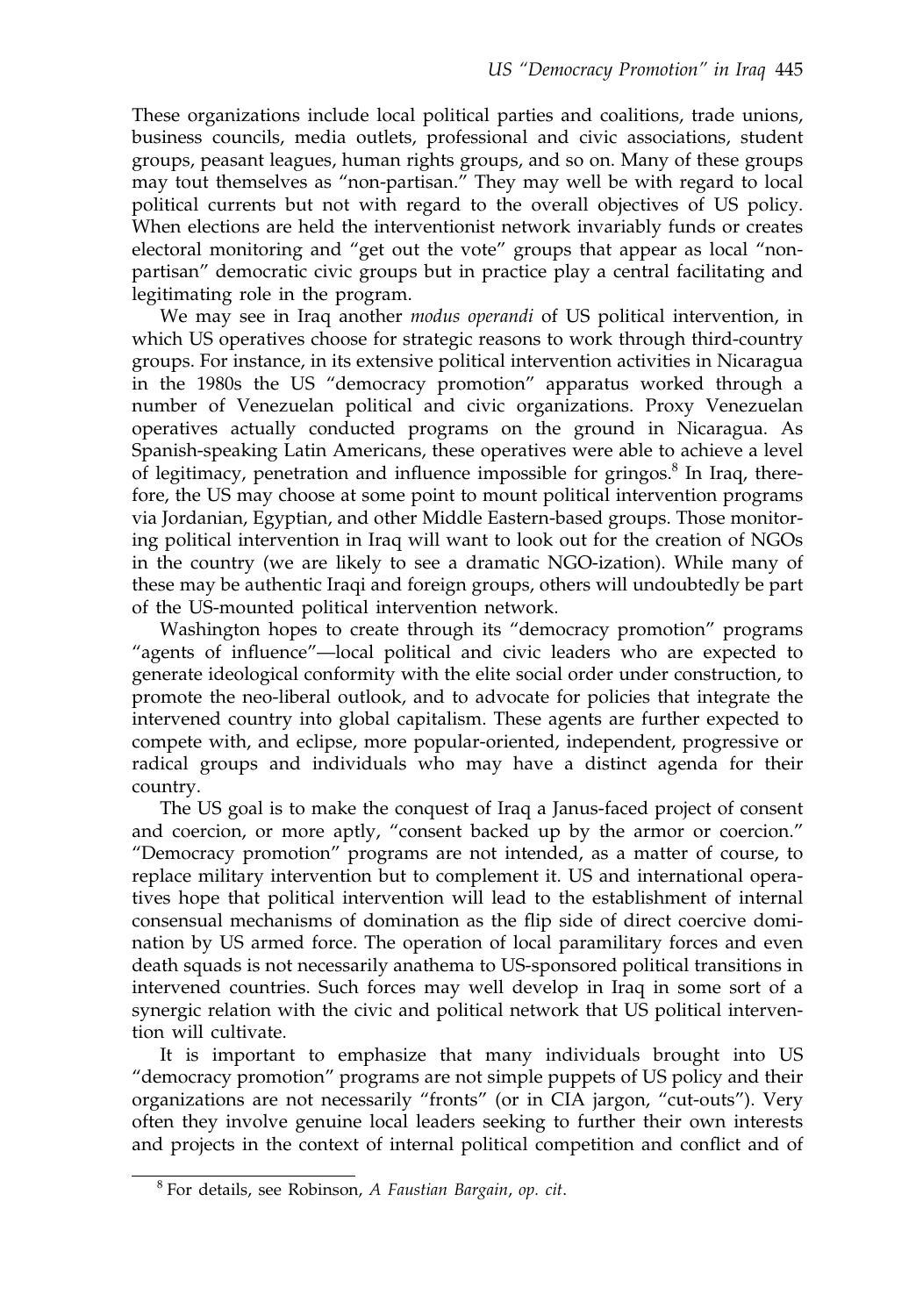These organizations include local political parties and coalitions, trade unions, business councils, media outlets, professional and civic associations, student groups, peasant leagues, human rights groups, and so on. Many of these groups may tout themselves as "non-partisan." They may well be with regard to local political currents but not with regard to the overall objectives of US policy. When elections are held the interventionist network invariably funds or creates electoral monitoring and "get out the vote" groups that appear as local "non-partisan" democratic civic groups but in practice play a central facilitating and legitimating role in the program.

We may see in Iraq another *modus operandi* of US political intervention, in which US operatives choose for strategic reasons to work through third-country groups. For instance, in its extensive political intervention activities in Nicaragua in the 1980s the US "democracy promotion" apparatus worked through a number of Venezuelan political and civic organizations. Proxy Venezuelan operatives actually conducted programs on the ground in Nicaragua. As Spanish-speaking Latin Americans, these operatives were able to achieve a level of legitimacy, penetration and influence impossible for gringos.[8] In Iraq, therefore, the US may choose at some point to mount political intervention programs via Jordanian, Egyptian, and other Middle Eastern-based groups. Those monitoring political intervention in Iraq will want to look out for the creation of NGOs in the country (we are likely to see a dramatic NGO-ization). While many of these may be authentic Iraqi and foreign groups, others will undoubtedly be part of the US-mounted political intervention network.

Washington hopes to create through its "democracy promotion" programs "agents of influence"—local political and civic leaders who are expected to generate ideological conformity with the elite social order under construction, to promote the neo-liberal outlook, and to advocate for policies that integrate the intervened country into global capitalism. These agents are further expected to compete with, and eclipse, more popular-oriented, independent, progressive or radical groups and individuals who may have a distinct agenda for their country.

The US goal is to make the conquest of Iraq a Janus-faced project of consent and coercion, or more aptly, "consent backed up by the armor or coercion." "Democracy promotion" programs are not intended, as a matter of course, to replace military intervention but to complement it. US and international operatives hope that political intervention will lead to the establishment of internal consensual mechanisms of domination as the flip side of direct coercive domination by US armed force. The operation of local paramilitary forces and even death squads is not necessarily anathema to US-sponsored political transitions in intervened countries. Such forces may well develop in Iraq in some sort of a synergic relation with the civic and political network that US political intervention will cultivate.

It is important to emphasize that many individuals brought into US "democracy promotion" programs are not simple puppets of US policy and their organizations are not necessarily "fronts" (or in CIA jargon, "cut-outs"). Very often they involve genuine local leaders seeking to further their own interests and projects in the context of internal political competition and conflict and of

[8] For details, see Robinson, *A Faustian Bargain*, *op. cit*.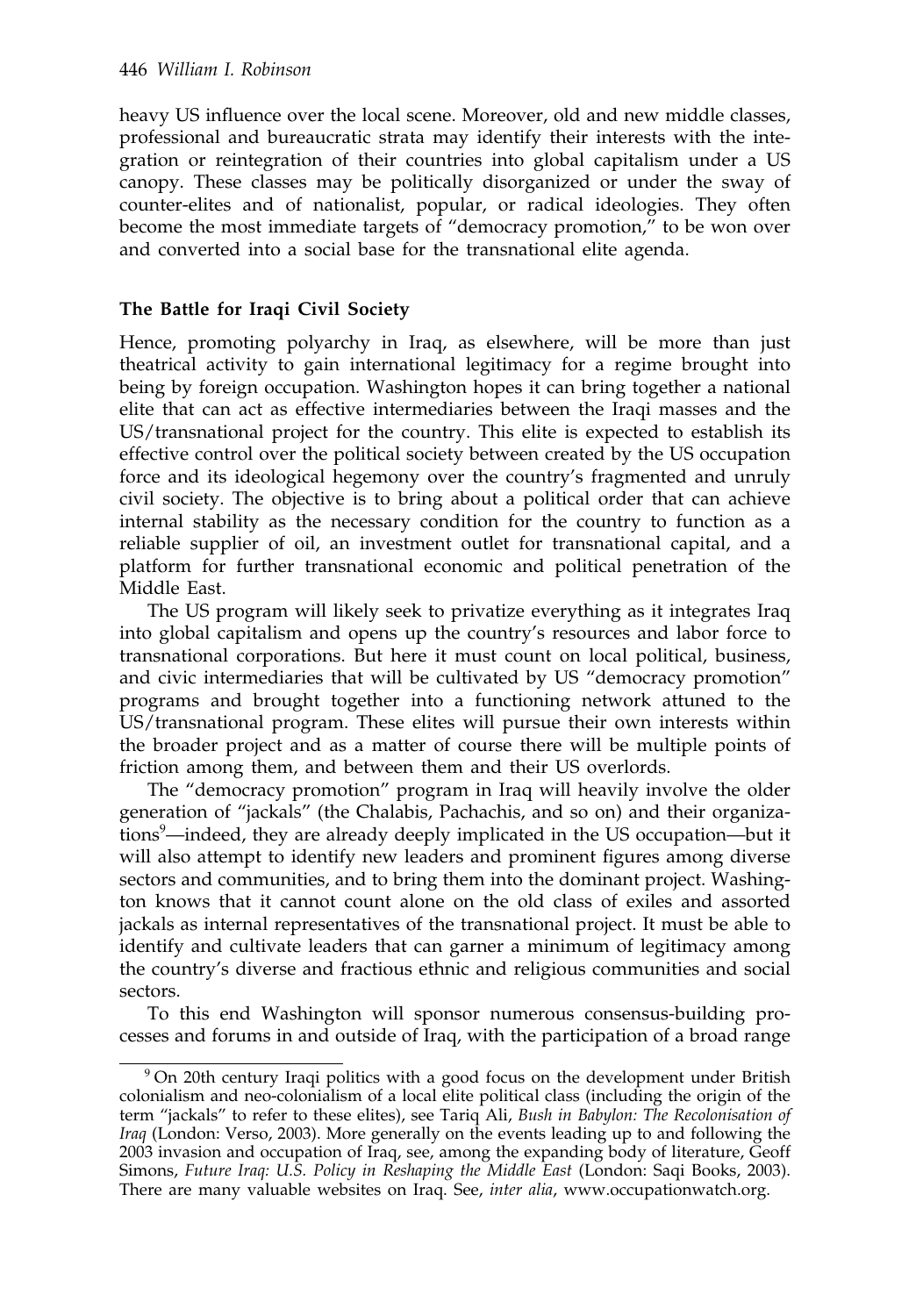heavy US influence over the local scene. Moreover, old and new middle classes, professional and bureaucratic strata may identify their interests with the integration or reintegration of their countries into global capitalism under a US canopy. These classes may be politically disorganized or under the sway of counter-elites and of nationalist, popular, or radical ideologies. They often become the most immediate targets of "democracy promotion," to be won over and converted into a social base for the transnational elite agenda.

## The Battle for Iraqi Civil Society

Hence, promoting polyarchy in Iraq, as elsewhere, will be more than just theatrical activity to gain international legitimacy for a regime brought into being by foreign occupation. Washington hopes it can bring together a national elite that can act as effective intermediaries between the Iraqi masses and the US/transnational project for the country. This elite is expected to establish its effective control over the political society between created by the US occupation force and its ideological hegemony over the country's fragmented and unruly civil society. The objective is to bring about a political order that can achieve internal stability as the necessary condition for the country to function as a reliable supplier of oil, an investment outlet for transnational capital, and a platform for further transnational economic and political penetration of the Middle East.

The US program will likely seek to privatize everything as it integrates Iraq into global capitalism and opens up the country's resources and labor force to transnational corporations. But here it must count on local political, business, and civic intermediaries that will be cultivated by US "democracy promotion" programs and brought together into a functioning network attuned to the US/transnational program. These elites will pursue their own interests within the broader project and as a matter of course there will be multiple points of friction among them, and between them and their US overlords.

The "democracy promotion" program in Iraq will heavily involve the older generation of "jackals" (the Chalabis, Pachachis, and so on) and their organizations[9]—indeed, they are already deeply implicated in the US occupation—but it will also attempt to identify new leaders and prominent figures among diverse sectors and communities, and to bring them into the dominant project. Washington knows that it cannot count alone on the old class of exiles and assorted jackals as internal representatives of the transnational project. It must be able to identify and cultivate leaders that can garner a minimum of legitimacy among the country's diverse and fractious ethnic and religious communities and social sectors.

To this end Washington will sponsor numerous consensus-building processes and forums in and outside of Iraq, with the participation of a broad range

---

[9] On 20th century Iraqi politics with a good focus on the development under British colonialism and neo-colonialism of a local elite political class (including the origin of the term "jackals" to refer to these elites), see Tariq Ali, *Bush in Babylon: The Recolonisation of Iraq* (London: Verso, 2003). More generally on the events leading up to and following the 2003 invasion and occupation of Iraq, see, among the expanding body of literature, Geoff Simons, *Future Iraq: U.S. Policy in Reshaping the Middle East* (London: Saqi Books, 2003). There are many valuable websites on Iraq. See, *inter alia*, www.occupationwatch.org.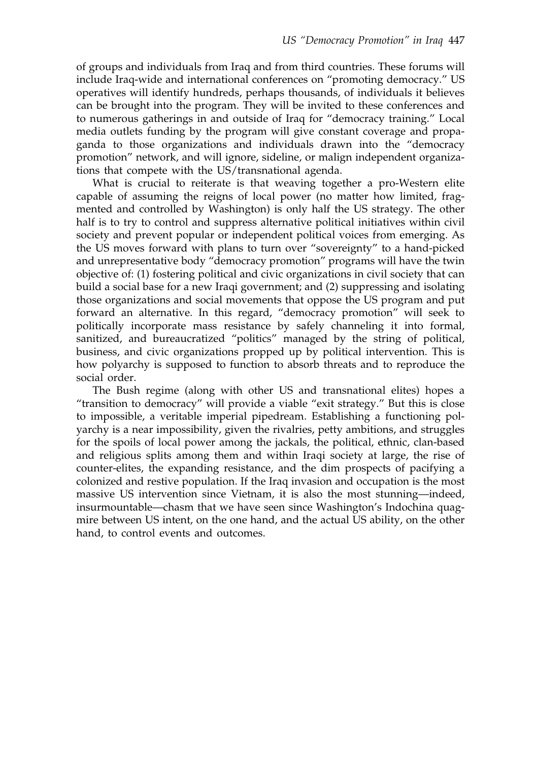of groups and individuals from Iraq and from third countries. These forums will include Iraq-wide and international conferences on "promoting democracy." US operatives will identify hundreds, perhaps thousands, of individuals it believes can be brought into the program. They will be invited to these conferences and to numerous gatherings in and outside of Iraq for "democracy training." Local media outlets funding by the program will give constant coverage and propaganda to those organizations and individuals drawn into the "democracy promotion" network, and will ignore, sideline, or malign independent organizations that compete with the US/transnational agenda.

What is crucial to reiterate is that weaving together a pro-Western elite capable of assuming the reigns of local power (no matter how limited, fragmented and controlled by Washington) is only half the US strategy. The other half is to try to control and suppress alternative political initiatives within civil society and prevent popular or independent political voices from emerging. As the US moves forward with plans to turn over "sovereignty" to a hand-picked and unrepresentative body "democracy promotion" programs will have the twin objective of: (1) fostering political and civic organizations in civil society that can build a social base for a new Iraqi government; and (2) suppressing and isolating those organizations and social movements that oppose the US program and put forward an alternative. In this regard, "democracy promotion" will seek to politically incorporate mass resistance by safely channeling it into formal, sanitized, and bureaucratized "politics" managed by the string of political, business, and civic organizations propped up by political intervention. This is how polyarchy is supposed to function to absorb threats and to reproduce the social order.

The Bush regime (along with other US and transnational elites) hopes a "transition to democracy" will provide a viable "exit strategy." But this is close to impossible, a veritable imperial pipedream. Establishing a functioning polyarchy is a near impossibility, given the rivalries, petty ambitions, and struggles for the spoils of local power among the jackals, the political, ethnic, clan-based and religious splits among them and within Iraqi society at large, the rise of counter-elites, the expanding resistance, and the dim prospects of pacifying a colonized and restive population. If the Iraq invasion and occupation is the most massive US intervention since Vietnam, it is also the most stunning—indeed, insurmountable—chasm that we have seen since Washington's Indochina quagmire between US intent, on the one hand, and the actual US ability, on the other hand, to control events and outcomes.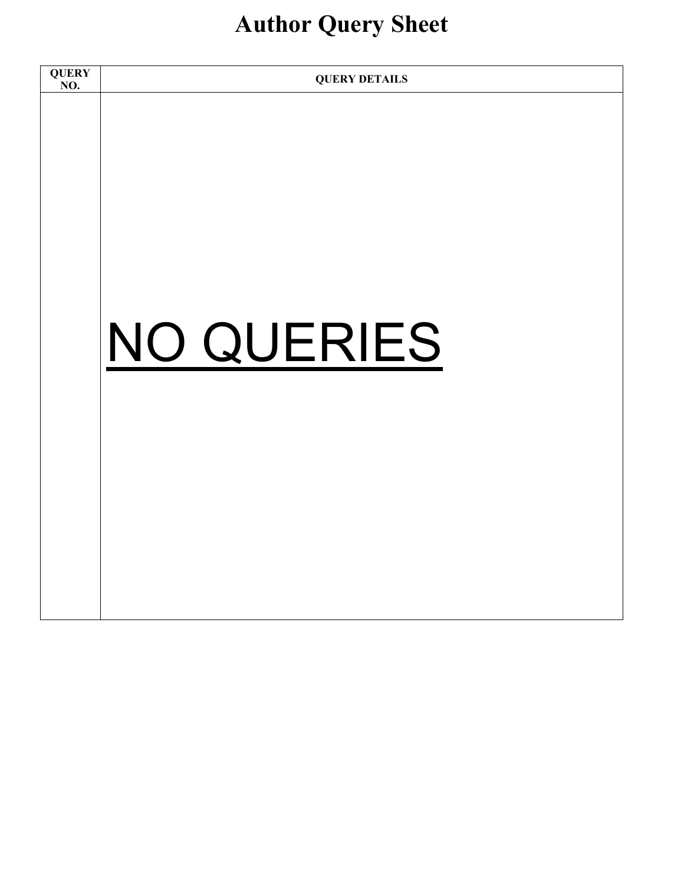# Author Query Sheet

| QUERY NO. | QUERY DETAILS |
| --- | --- |
| | NO QUERIES |